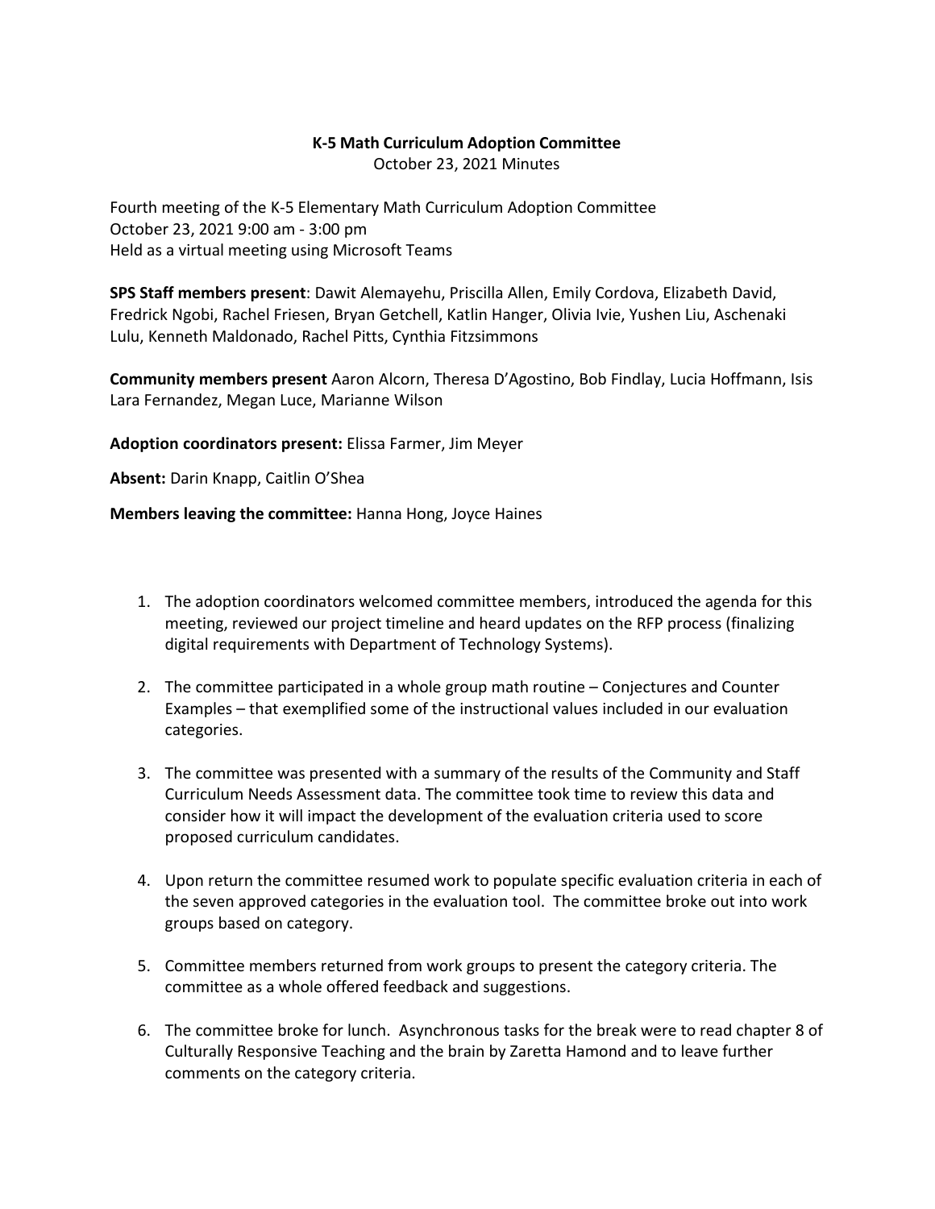**K-5 Math Curriculum Adoption Committee**

October 23, 2021 Minutes

Fourth meeting of the K-5 Elementary Math Curriculum Adoption Committee
October 23, 2021 9:00 am - 3:00 pm
Held as a virtual meeting using Microsoft Teams

**SPS Staff members present**: Dawit Alemayehu, Priscilla Allen, Emily Cordova, Elizabeth David, Fredrick Ngobi, Rachel Friesen, Bryan Getchell, Katlin Hanger, Olivia Ivie, Yushen Liu, Aschenaki Lulu, Kenneth Maldonado, Rachel Pitts, Cynthia Fitzsimmons

**Community members present** Aaron Alcorn, Theresa D'Agostino, Bob Findlay, Lucia Hoffmann, Isis Lara Fernandez, Megan Luce, Marianne Wilson

**Adoption coordinators present:** Elissa Farmer, Jim Meyer

**Absent:** Darin Knapp, Caitlin O'Shea

**Members leaving the committee:** Hanna Hong, Joyce Haines

1. The adoption coordinators welcomed committee members, introduced the agenda for this meeting, reviewed our project timeline and heard updates on the RFP process (finalizing digital requirements with Department of Technology Systems).
2. The committee participated in a whole group math routine – Conjectures and Counter Examples – that exemplified some of the instructional values included in our evaluation categories.
3. The committee was presented with a summary of the results of the Community and Staff Curriculum Needs Assessment data. The committee took time to review this data and consider how it will impact the development of the evaluation criteria used to score proposed curriculum candidates.
4. Upon return the committee resumed work to populate specific evaluation criteria in each of the seven approved categories in the evaluation tool. The committee broke out into work groups based on category.
5. Committee members returned from work groups to present the category criteria. The committee as a whole offered feedback and suggestions.
6. The committee broke for lunch. Asynchronous tasks for the break were to read chapter 8 of Culturally Responsive Teaching and the brain by Zaretta Hamond and to leave further comments on the category criteria.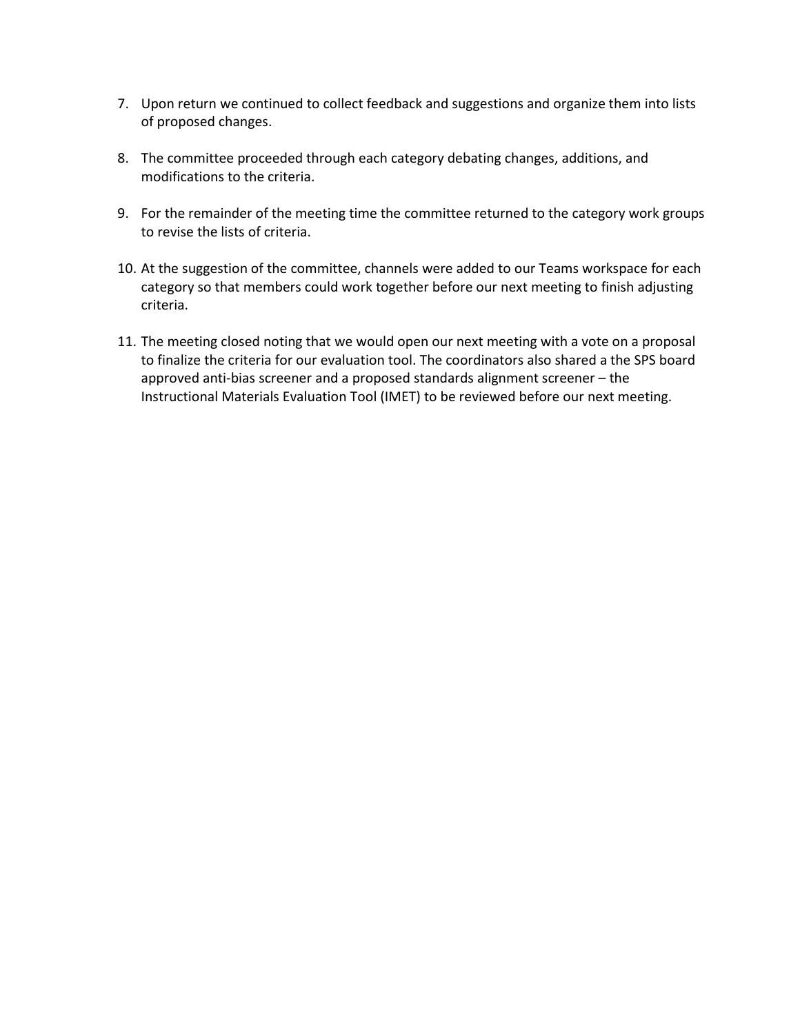7. Upon return we continued to collect feedback and suggestions and organize them into lists of proposed changes.

8. The committee proceeded through each category debating changes, additions, and modifications to the criteria.

9. For the remainder of the meeting time the committee returned to the category work groups to revise the lists of criteria.

10. At the suggestion of the committee, channels were added to our Teams workspace for each category so that members could work together before our next meeting to finish adjusting criteria.

11. The meeting closed noting that we would open our next meeting with a vote on a proposal to finalize the criteria for our evaluation tool. The coordinators also shared a the SPS board approved anti-bias screener and a proposed standards alignment screener – the Instructional Materials Evaluation Tool (IMET) to be reviewed before our next meeting.